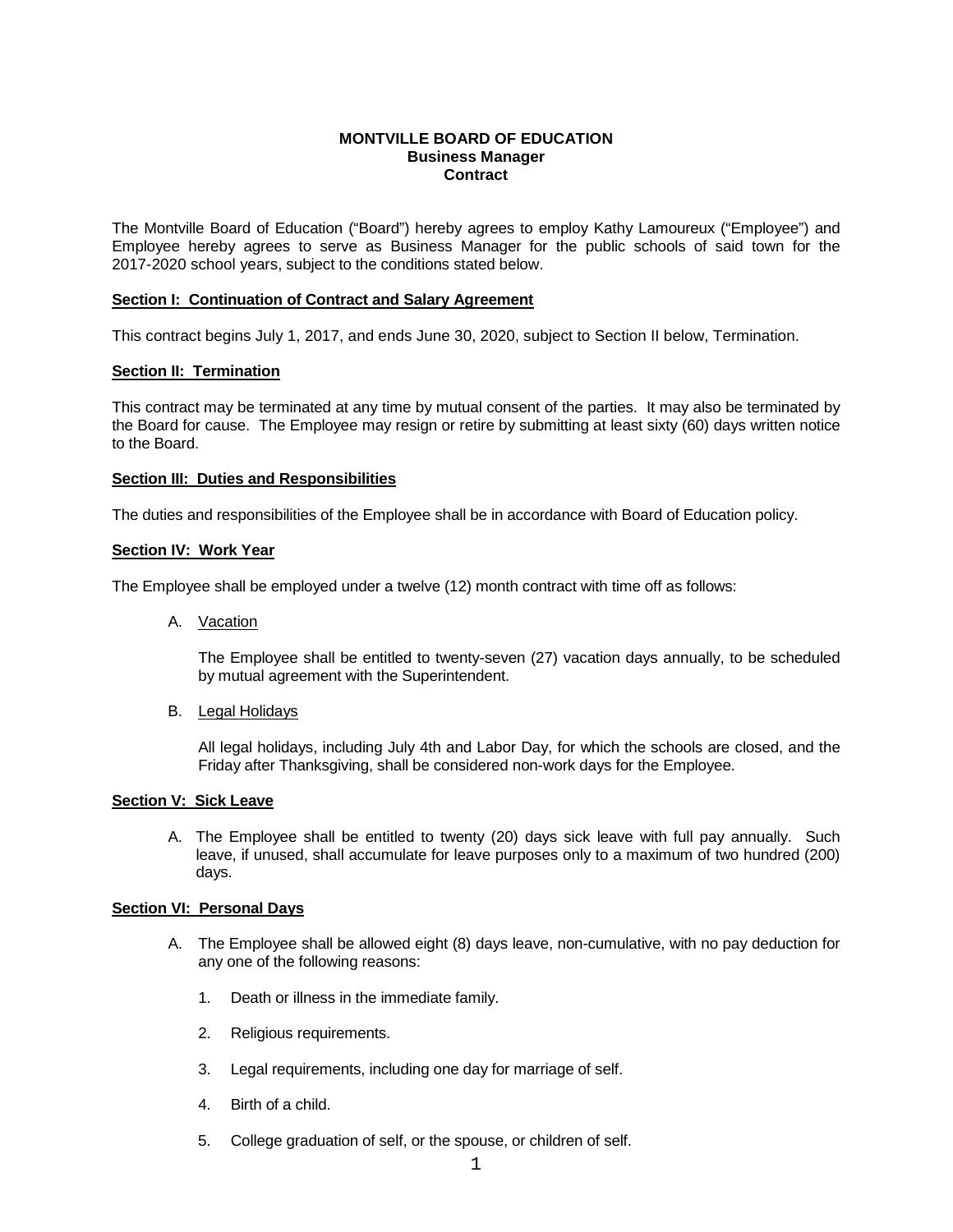**MONTVILLE BOARD OF EDUCATION**
**Business Manager**
**Contract**

The Montville Board of Education ("Board") hereby agrees to employ Kathy Lamoureux ("Employee") and Employee hereby agrees to serve as Business Manager for the public schools of said town for the 2017-2020 school years, subject to the conditions stated below.

**Section I: Continuation of Contract and Salary Agreement**

This contract begins July 1, 2017, and ends June 30, 2020, subject to Section II below, Termination.

**Section II: Termination**

This contract may be terminated at any time by mutual consent of the parties. It may also be terminated by the Board for cause. The Employee may resign or retire by submitting at least sixty (60) days written notice to the Board.

**Section III: Duties and Responsibilities**

The duties and responsibilities of the Employee shall be in accordance with Board of Education policy.

**Section IV: Work Year**

The Employee shall be employed under a twelve (12) month contract with time off as follows:

A. Vacation

The Employee shall be entitled to twenty-seven (27) vacation days annually, to be scheduled by mutual agreement with the Superintendent.

B. Legal Holidays

All legal holidays, including July 4th and Labor Day, for which the schools are closed, and the Friday after Thanksgiving, shall be considered non-work days for the Employee.

**Section V: Sick Leave**

A. The Employee shall be entitled to twenty (20) days sick leave with full pay annually. Such leave, if unused, shall accumulate for leave purposes only to a maximum of two hundred (200) days.

**Section VI: Personal Days**

A. The Employee shall be allowed eight (8) days leave, non-cumulative, with no pay deduction for any one of the following reasons:

1. Death or illness in the immediate family.
2. Religious requirements.
3. Legal requirements, including one day for marriage of self.
4. Birth of a child.
5. College graduation of self, or the spouse, or children of self.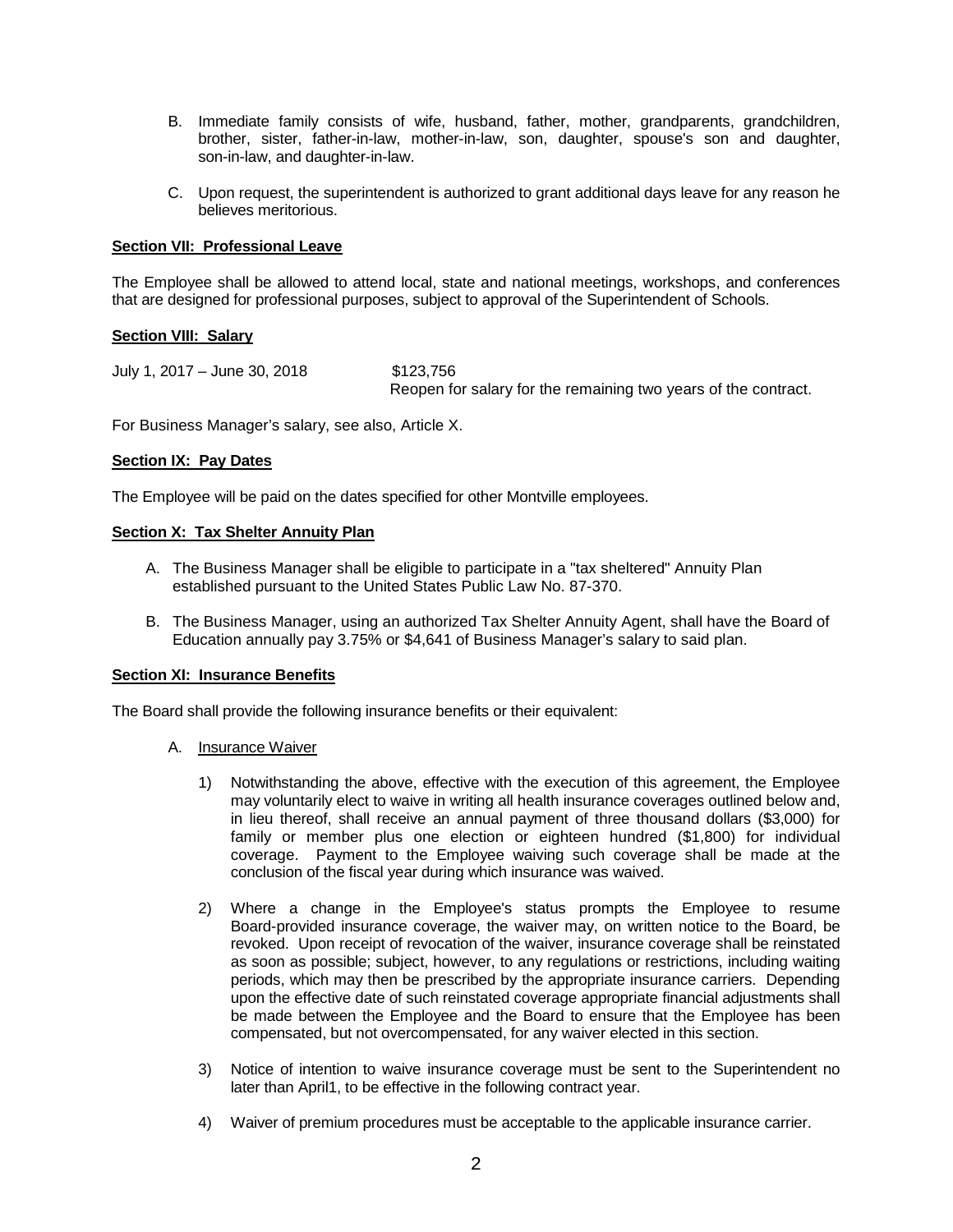B. Immediate family consists of wife, husband, father, mother, grandparents, grandchildren, brother, sister, father-in-law, mother-in-law, son, daughter, spouse's son and daughter, son-in-law, and daughter-in-law.

C. Upon request, the superintendent is authorized to grant additional days leave for any reason he believes meritorious.

**Section VII: Professional Leave**

The Employee shall be allowed to attend local, state and national meetings, workshops, and conferences that are designed for professional purposes, subject to approval of the Superintendent of Schools.

**Section VIII: Salary**

July 1, 2017 – June 30, 2018 $123,756
Reopen for salary for the remaining two years of the contract.

For Business Manager's salary, see also, Article X.

**Section IX: Pay Dates**

The Employee will be paid on the dates specified for other Montville employees.

**Section X: Tax Shelter Annuity Plan**

A. The Business Manager shall be eligible to participate in a "tax sheltered" Annuity Plan established pursuant to the United States Public Law No. 87-370.

B. The Business Manager, using an authorized Tax Shelter Annuity Agent, shall have the Board of Education annually pay 3.75% or $4,641 of Business Manager's salary to said plan.

**Section XI: Insurance Benefits**

The Board shall provide the following insurance benefits or their equivalent:

A. Insurance Waiver

1) Notwithstanding the above, effective with the execution of this agreement, the Employee may voluntarily elect to waive in writing all health insurance coverages outlined below and, in lieu thereof, shall receive an annual payment of three thousand dollars ($3,000) for family or member plus one election or eighteen hundred ($1,800) for individual coverage. Payment to the Employee waiving such coverage shall be made at the conclusion of the fiscal year during which insurance was waived.

2) Where a change in the Employee's status prompts the Employee to resume Board-provided insurance coverage, the waiver may, on written notice to the Board, be revoked. Upon receipt of revocation of the waiver, insurance coverage shall be reinstated as soon as possible; subject, however, to any regulations or restrictions, including waiting periods, which may then be prescribed by the appropriate insurance carriers. Depending upon the effective date of such reinstated coverage appropriate financial adjustments shall be made between the Employee and the Board to ensure that the Employee has been compensated, but not overcompensated, for any waiver elected in this section.

3) Notice of intention to waive insurance coverage must be sent to the Superintendent no later than April1, to be effective in the following contract year.

4) Waiver of premium procedures must be acceptable to the applicable insurance carrier.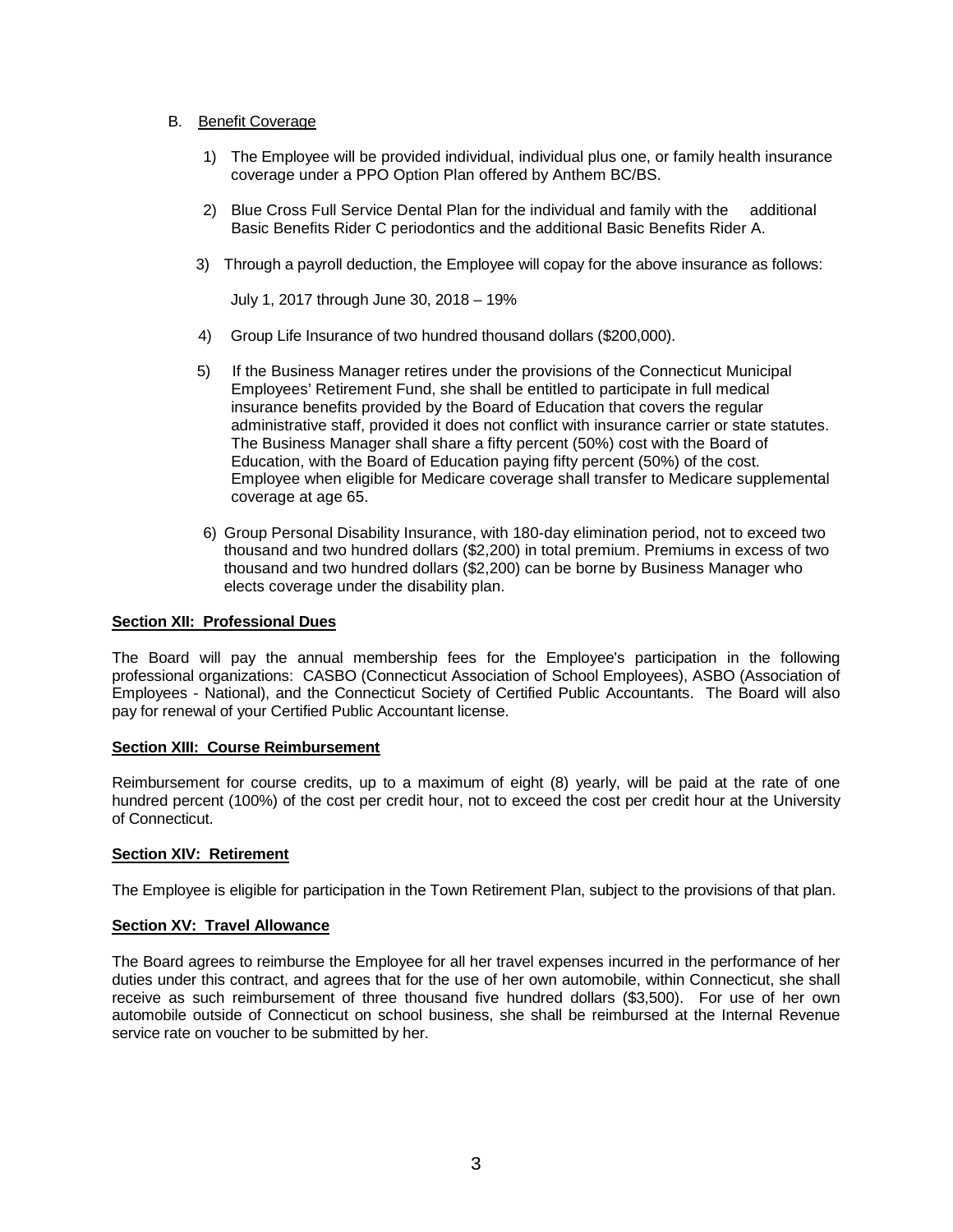B. Benefit Coverage

1) The Employee will be provided individual, individual plus one, or family health insurance coverage under a PPO Option Plan offered by Anthem BC/BS.

2) Blue Cross Full Service Dental Plan for the individual and family with the additional Basic Benefits Rider C periodontics and the additional Basic Benefits Rider A.

3) Through a payroll deduction, the Employee will copay for the above insurance as follows:

   July 1, 2017 through June 30, 2018 – 19%

4) Group Life Insurance of two hundred thousand dollars ($200,000).

5) If the Business Manager retires under the provisions of the Connecticut Municipal Employees' Retirement Fund, she shall be entitled to participate in full medical insurance benefits provided by the Board of Education that covers the regular administrative staff, provided it does not conflict with insurance carrier or state statutes. The Business Manager shall share a fifty percent (50%) cost with the Board of Education, with the Board of Education paying fifty percent (50%) of the cost. Employee when eligible for Medicare coverage shall transfer to Medicare supplemental coverage at age 65.

6) Group Personal Disability Insurance, with 180-day elimination period, not to exceed two thousand and two hundred dollars ($2,200) in total premium. Premiums in excess of two thousand and two hundred dollars ($2,200) can be borne by Business Manager who elects coverage under the disability plan.

**Section XII: Professional Dues**

The Board will pay the annual membership fees for the Employee's participation in the following professional organizations: CASBO (Connecticut Association of School Employees), ASBO (Association of Employees - National), and the Connecticut Society of Certified Public Accountants. The Board will also pay for renewal of your Certified Public Accountant license.

**Section XIII: Course Reimbursement**

Reimbursement for course credits, up to a maximum of eight (8) yearly, will be paid at the rate of one hundred percent (100%) of the cost per credit hour, not to exceed the cost per credit hour at the University of Connecticut.

**Section XIV: Retirement**

The Employee is eligible for participation in the Town Retirement Plan, subject to the provisions of that plan.

**Section XV: Travel Allowance**

The Board agrees to reimburse the Employee for all her travel expenses incurred in the performance of her duties under this contract, and agrees that for the use of her own automobile, within Connecticut, she shall receive as such reimbursement of three thousand five hundred dollars ($3,500). For use of her own automobile outside of Connecticut on school business, she shall be reimbursed at the Internal Revenue service rate on voucher to be submitted by her.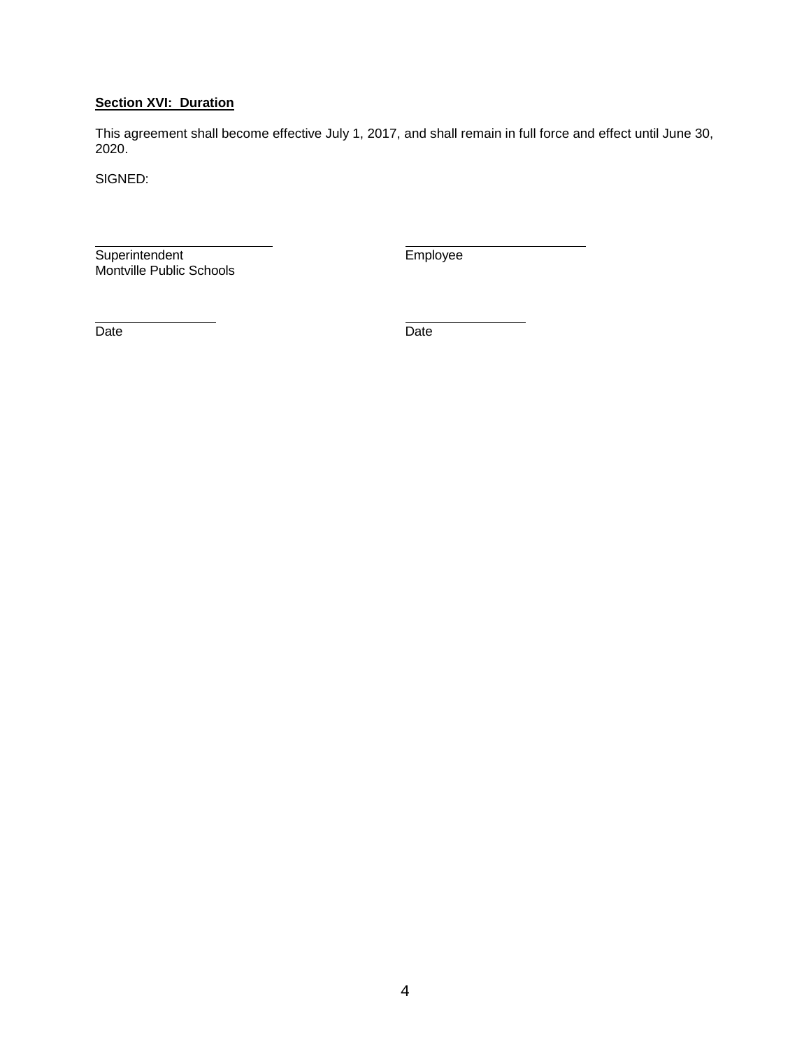**Section XVI: Duration**

This agreement shall become effective July 1, 2017, and shall remain in full force and effect until June 30, 2020.

SIGNED:

| | |
|---|---|
| \_\_\_\_\_\_\_\_\_\_\_\_\_\_\_\_\_\_\_\_\_\_\_\_ | \_\_\_\_\_\_\_\_\_\_\_\_\_\_\_\_\_\_\_\_\_\_\_\_ |
| Superintendent<br>Montville Public Schools | Employee |
| \_\_\_\_\_\_\_\_\_\_\_\_\_\_\_\_ | \_\_\_\_\_\_\_\_\_\_\_\_\_\_\_\_ |
| Date | Date |